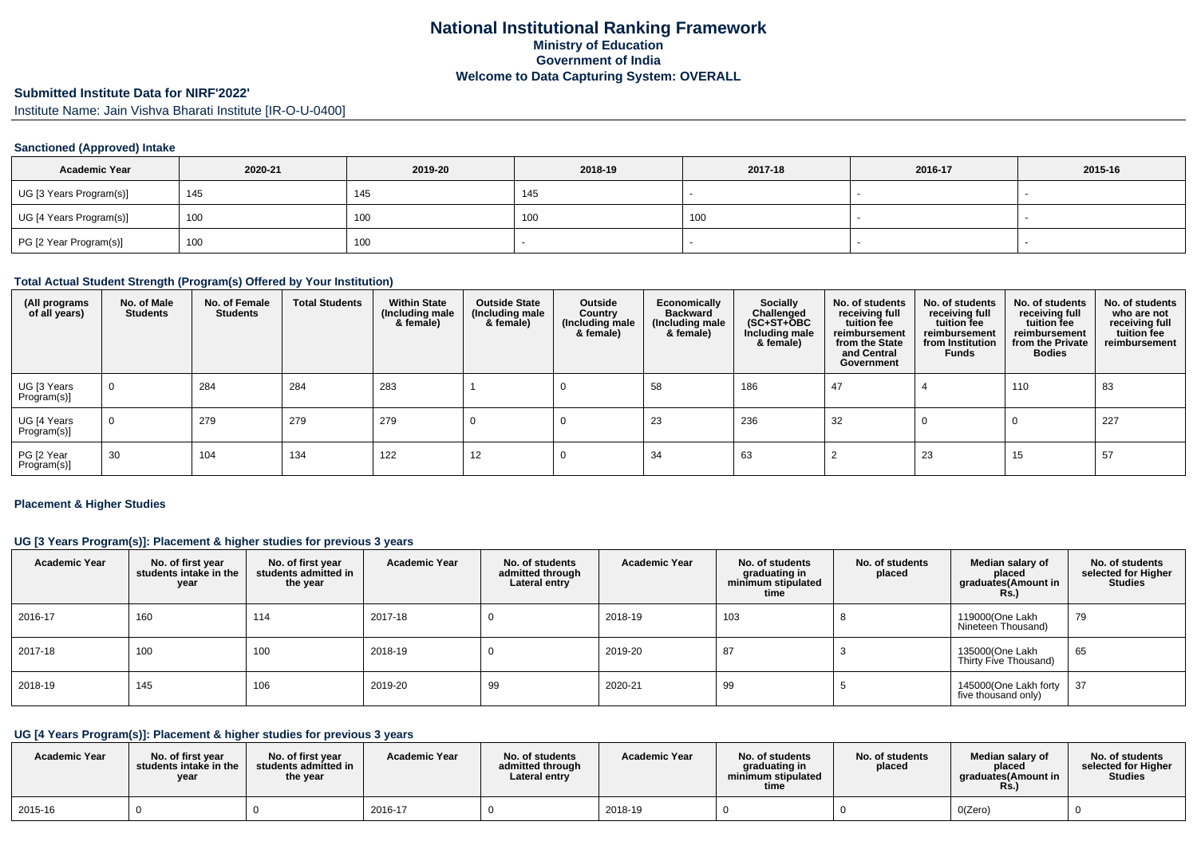# National Institutional Ranking Framework

**Ministry of Education**

**Government of India**

**Welcome to Data Capturing System: OVERALL**

## Submitted Institute Data for NIRF'2022'

Institute Name: Jain Vishva Bharati Institute [IR-O-U-0400]

### Sanctioned (Approved) Intake

| Academic Year | 2020-21 | 2019-20 | 2018-19 | 2017-18 | 2016-17 | 2015-16 |
|---|---|---|---|---|---|---|
| UG [3 Years Program(s)] | 145 | 145 | 145 | - | - | - |
| UG [4 Years Program(s)] | 100 | 100 | 100 | 100 | - | - |
| PG [2 Year Program(s)] | 100 | 100 | - | - | - | - |

### Total Actual Student Strength (Program(s) Offered by Your Institution)

| (All programs of all years) | No. of Male Students | No. of Female Students | Total Students | Within State (Including male & female) | Outside State (Including male & female) | Outside Country (Including male & female) | Economically Backward (Including male & female) | Socially Challenged (SC+ST+OBC Including male & female) | No. of students receiving full tuition fee reimbursement from the State and Central Government | No. of students receiving full tuition fee reimbursement from Institution Funds | No. of students receiving full tuition fee reimbursement from the Private Bodies | No. of students who are not receiving full tuition fee reimbursement |
|---|---|---|---|---|---|---|---|---|---|---|---|---|
| UG [3 Years Program(s)] | 0 | 284 | 284 | 283 | 1 | 0 | 58 | 186 | 47 | 4 | 110 | 83 |
| UG [4 Years Program(s)] | 0 | 279 | 279 | 279 | 0 | 0 | 23 | 236 | 32 | 0 | 0 | 227 |
| PG [2 Year Program(s)] | 30 | 104 | 134 | 122 | 12 | 0 | 34 | 63 | 2 | 23 | 15 | 57 |

### Placement & Higher Studies

#### UG [3 Years Program(s)]: Placement & higher studies for previous 3 years

| Academic Year | No. of first year students intake in the year | No. of first year students admitted in the year | Academic Year | No. of students admitted through Lateral entry | Academic Year | No. of students graduating in minimum stipulated time | No. of students placed | Median salary of placed graduates(Amount in Rs.) | No. of students selected for Higher Studies |
|---|---|---|---|---|---|---|---|---|---|
| 2016-17 | 160 | 114 | 2017-18 | 0 | 2018-19 | 103 | 8 | 119000(One Lakh Nineteen Thousand) | 79 |
| 2017-18 | 100 | 100 | 2018-19 | 0 | 2019-20 | 87 | 3 | 135000(One Lakh Thirty Five Thousand) | 65 |
| 2018-19 | 145 | 106 | 2019-20 | 99 | 2020-21 | 99 | 5 | 145000(One Lakh forty five thousand only) | 37 |

#### UG [4 Years Program(s)]: Placement & higher studies for previous 3 years

| Academic Year | No. of first year students intake in the year | No. of first year students admitted in the year | Academic Year | No. of students admitted through Lateral entry | Academic Year | No. of students graduating in minimum stipulated time | No. of students placed | Median salary of placed graduates(Amount in Rs.) | No. of students selected for Higher Studies |
|---|---|---|---|---|---|---|---|---|---|
| 2015-16 | 0 | 0 | 2016-17 | 0 | 2018-19 | 0 | 0 | 0(Zero) | 0 |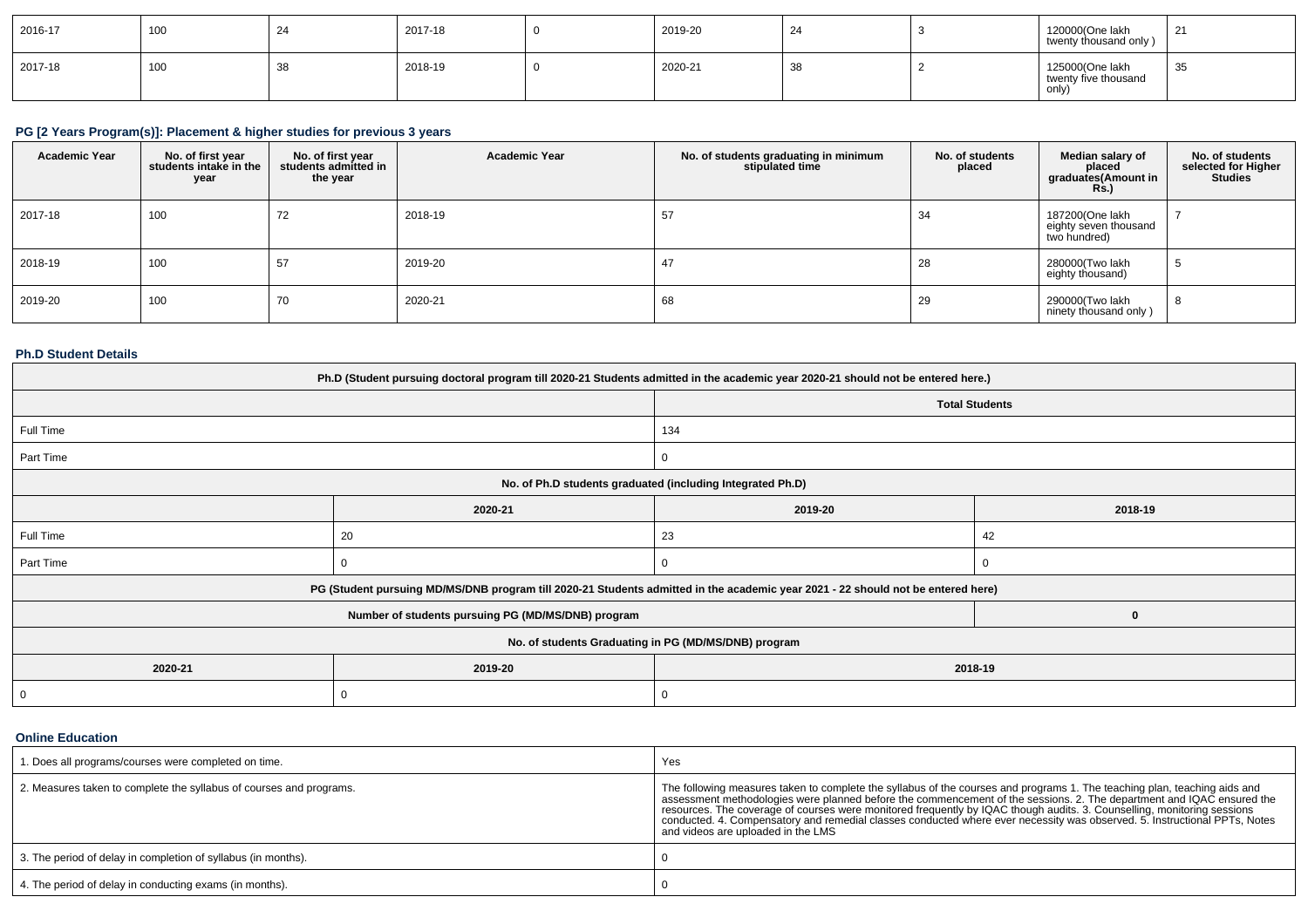| 2016-17 | 100 | 24 | 2017-18 | 0 | 2019-20 | 24 | 3 | 120000(One lakh twenty thousand only ) | 21 |
|---|---|---|---|---|---|---|---|---|---|
| 2017-18 | 100 | 38 | 2018-19 | 0 | 2020-21 | 38 | 2 | 125000(One lakh twenty five thousand only) | 35 |

### PG [2 Years Program(s)]: Placement & higher studies for previous 3 years

| Academic Year | No. of first year students intake in the year | No. of first year students admitted in the year | Academic Year | No. of students graduating in minimum stipulated time | No. of students placed | Median salary of placed graduates(Amount in Rs.) | No. of students selected for Higher Studies |
|---|---|---|---|---|---|---|---|
| 2017-18 | 100 | 72 | 2018-19 | 57 | 34 | 187200(One lakh eighty seven thousand two hundred) | 7 |
| 2018-19 | 100 | 57 | 2019-20 | 47 | 28 | 280000(Two lakh eighty thousand) | 5 |
| 2019-20 | 100 | 70 | 2020-21 | 68 | 29 | 290000(Two lakh ninety thousand only ) | 8 |

### Ph.D Student Details

| Ph.D (Student pursuing doctoral program till 2020-21 Students admitted in the academic year 2020-21 should not be entered here.) | | | |
|---|---|---|---|
| | | Total Students | |
| Full Time | | 134 | |
| Part Time | | 0 | |
| No. of Ph.D students graduated (including Integrated Ph.D) | | | |
| | 2020-21 | 2019-20 | 2018-19 |
| Full Time | 20 | 23 | 42 |
| Part Time | 0 | 0 | 0 |
| PG (Student pursuing MD/MS/DNB program till 2020-21 Students admitted in the academic year 2021 - 22 should not be entered here) | | | |
| Number of students pursuing PG (MD/MS/DNB) program | | | 0 |
| No. of students Graduating in PG (MD/MS/DNB) program | | | |
| 2020-21 | 2019-20 | 2018-19 | |
| 0 | 0 | 0 | |

### Online Education

| 1. Does all programs/courses were completed on time. | Yes |
|---|---|
| 2. Measures taken to complete the syllabus of courses and programs. | The following measures taken to complete the syllabus of the courses and programs 1. The teaching plan, teaching aids and assessment methodologies were planned before the commencement of the sessions. 2. The department and IQAC ensured the resources. The coverage of courses were monitored frequently by IQAC though audits. 3. Counselling, monitoring sessions conducted. 4. Compensatory and remedial classes conducted where ever necessity was observed. 5. Instructional PPTs, Notes and videos are uploaded in the LMS |
| 3. The period of delay in completion of syllabus (in months). | 0 |
| 4. The period of delay in conducting exams (in months). | 0 |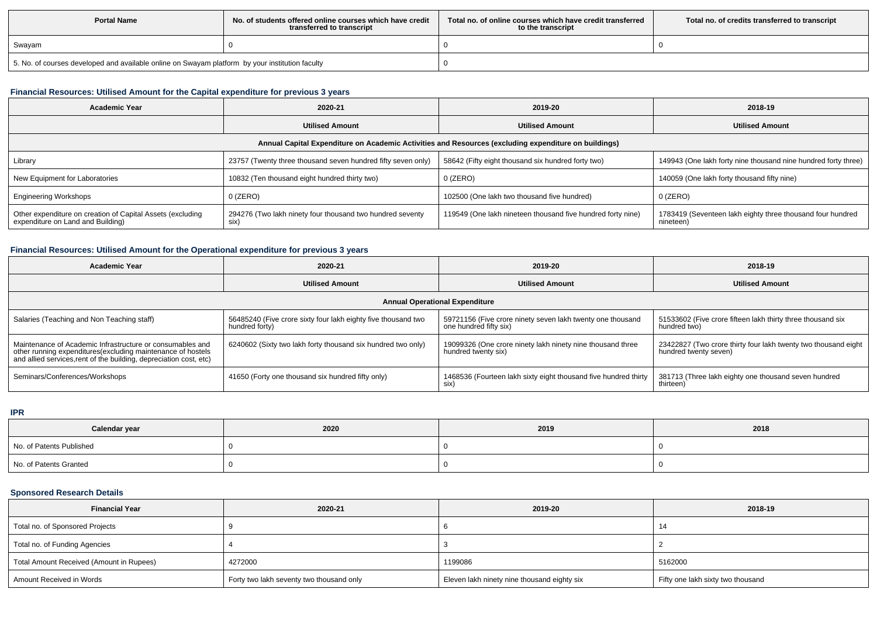| Portal Name | No. of students offered online courses which have credit transferred to transcript | Total no. of online courses which have credit transferred to the transcript | Total no. of credits transferred to transcript |
|---|---|---|---|
| Swayam | 0 | 0 | 0 |
| 5. No. of courses developed and available online on Swayam platform by your institution faculty | | 0 | |

### Financial Resources: Utilised Amount for the Capital expenditure for previous 3 years

| Academic Year | 2020-21 | 2019-20 | 2018-19 |
|---|---|---|---|
| | Utilised Amount | Utilised Amount | Utilised Amount |
| Annual Capital Expenditure on Academic Activities and Resources (excluding expenditure on buildings) | | | |
| Library | 23757 (Twenty three thousand seven hundred fifty seven only) | 58642 (Fifty eight thousand six hundred forty two) | 149943 (One lakh forty nine thousand nine hundred forty three) |
| New Equipment for Laboratories | 10832 (Ten thousand eight hundred thirty two) | 0 (ZERO) | 140059 (One lakh forty thousand fifty nine) |
| Engineering Workshops | 0 (ZERO) | 102500 (One lakh two thousand five hundred) | 0 (ZERO) |
| Other expenditure on creation of Capital Assets (excluding expenditure on Land and Building) | 294276 (Two lakh ninety four thousand two hundred seventy six) | 119549 (One lakh nineteen thousand five hundred forty nine) | 1783419 (Seventeen lakh eighty three thousand four hundred nineteen) |

### Financial Resources: Utilised Amount for the Operational expenditure for previous 3 years

| Academic Year | 2020-21 | 2019-20 | 2018-19 |
|---|---|---|---|
| | Utilised Amount | Utilised Amount | Utilised Amount |
| Annual Operational Expenditure | | | |
| Salaries (Teaching and Non Teaching staff) | 56485240 (Five crore sixty four lakh eighty five thousand two hundred forty) | 59721156 (Five crore ninety seven lakh twenty one thousand one hundred fifty six) | 51533602 (Five crore fifteen lakh thirty three thousand six hundred two) |
| Maintenance of Academic Infrastructure or consumables and other running expenditures(excluding maintenance of hostels and allied services,rent of the building, depreciation cost, etc) | 6240602 (Sixty two lakh forty thousand six hundred two only) | 19099326 (One crore ninety lakh ninety nine thousand three hundred twenty six) | 23422827 (Two crore thirty four lakh twenty two thousand eight hundred twenty seven) |
| Seminars/Conferences/Workshops | 41650 (Forty one thousand six hundred fifty only) | 1468536 (Fourteen lakh sixty eight thousand five hundred thirty six) | 381713 (Three lakh eighty one thousand seven hundred thirteen) |

### IPR

| Calendar year | 2020 | 2019 | 2018 |
|---|---|---|---|
| No. of Patents Published | 0 | 0 | 0 |
| No. of Patents Granted | 0 | 0 | 0 |

### Sponsored Research Details

| Financial Year | 2020-21 | 2019-20 | 2018-19 |
|---|---|---|---|
| Total no. of Sponsored Projects | 9 | 6 | 14 |
| Total no. of Funding Agencies | 4 | 3 | 2 |
| Total Amount Received (Amount in Rupees) | 4272000 | 1199086 | 5162000 |
| Amount Received in Words | Forty two lakh seventy two thousand only | Eleven lakh ninety nine thousand eighty six | Fifty one lakh sixty two thousand |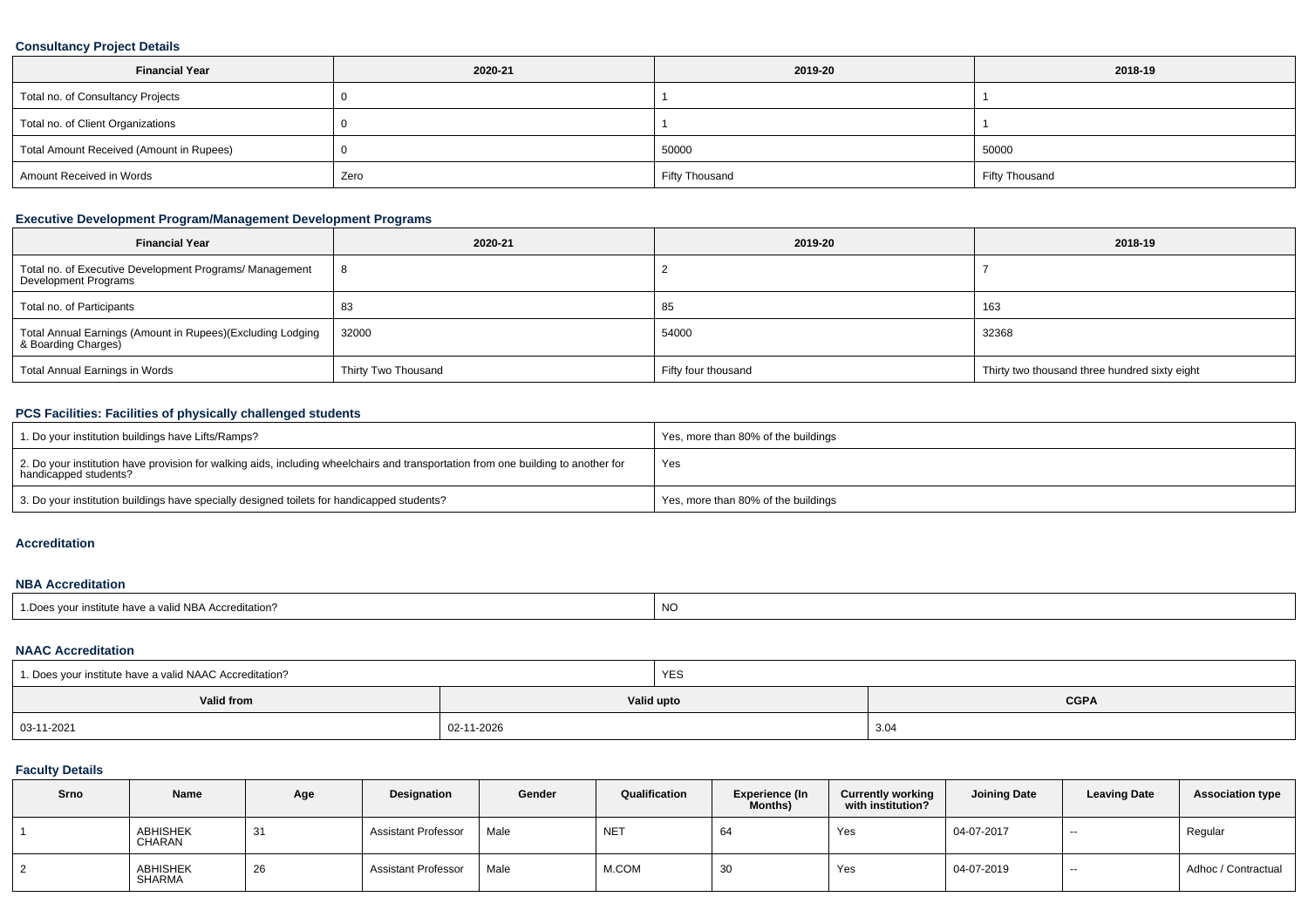### Consultancy Project Details

| Financial Year | 2020-21 | 2019-20 | 2018-19 |
|---|---|---|---|
| Total no. of Consultancy Projects | 0 | 1 | 1 |
| Total no. of Client Organizations | 0 | 1 | 1 |
| Total Amount Received (Amount in Rupees) | 0 | 50000 | 50000 |
| Amount Received in Words | Zero | Fifty Thousand | Fifty Thousand |

### Executive Development Program/Management Development Programs

| Financial Year | 2020-21 | 2019-20 | 2018-19 |
|---|---|---|---|
| Total no. of Executive Development Programs/ Management Development Programs | 8 | 2 | 7 |
| Total no. of Participants | 83 | 85 | 163 |
| Total Annual Earnings (Amount in Rupees)(Excluding Lodging & Boarding Charges) | 32000 | 54000 | 32368 |
| Total Annual Earnings in Words | Thirty Two Thousand | Fifty four thousand | Thirty two thousand three hundred sixty eight |

### PCS Facilities: Facilities of physically challenged students

| | |
|---|---|
| 1. Do your institution buildings have Lifts/Ramps? | Yes, more than 80% of the buildings |
| 2. Do your institution have provision for walking aids, including wheelchairs and transportation from one building to another for handicapped students? | Yes |
| 3. Do your institution buildings have specially designed toilets for handicapped students? | Yes, more than 80% of the buildings |

### Accreditation

#### NBA Accreditation

| | |
|---|---|
| 1.Does your institute have a valid NBA Accreditation? | NO |

#### NAAC Accreditation

| 1. Does your institute have a valid NAAC Accreditation? | YES | |
|---|---|---|
| **Valid from** | **Valid upto** | **CGPA** |
| 03-11-2021 | 02-11-2026 | 3.04 |

### Faculty Details

| Srno | Name | Age | Designation | Gender | Qualification | Experience (In Months) | Currently working with institution? | Joining Date | Leaving Date | Association type |
|---|---|---|---|---|---|---|---|---|---|---|
| 1 | ABHISHEK CHARAN | 31 | Assistant Professor | Male | NET | 64 | Yes | 04-07-2017 | -- | Regular |
| 2 | ABHISHEK SHARMA | 26 | Assistant Professor | Male | M.COM | 30 | Yes | 04-07-2019 | -- | Adhoc / Contractual |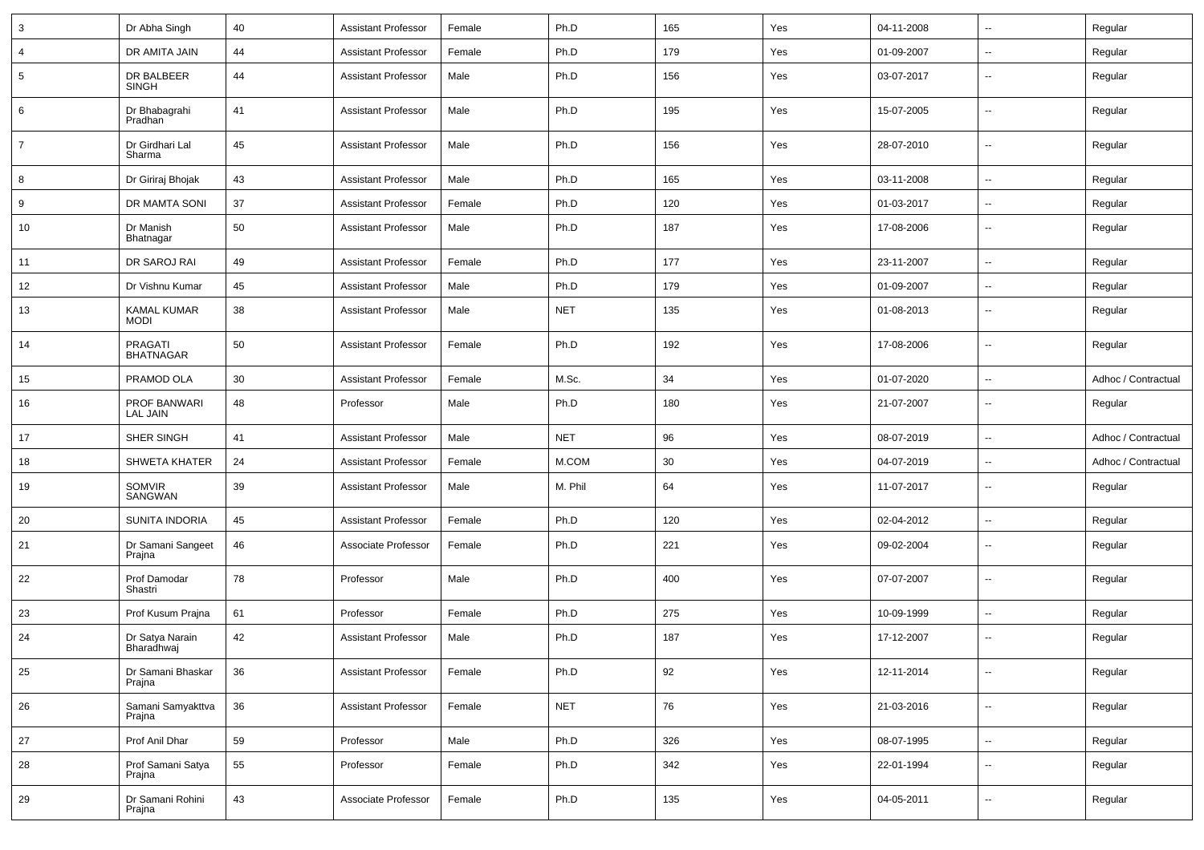| 3 | Dr Abha Singh | 40 | Assistant Professor | Female | Ph.D | 165 | Yes | 04-11-2008 | -- | Regular |
|---|---|---|---|---|---|---|---|---|---|---|
| 4 | DR AMITA JAIN | 44 | Assistant Professor | Female | Ph.D | 179 | Yes | 01-09-2007 | -- | Regular |
| 5 | DR BALBEER SINGH | 44 | Assistant Professor | Male | Ph.D | 156 | Yes | 03-07-2017 | -- | Regular |
| 6 | Dr Bhabagrahi Pradhan | 41 | Assistant Professor | Male | Ph.D | 195 | Yes | 15-07-2005 | -- | Regular |
| 7 | Dr Girdhari Lal Sharma | 45 | Assistant Professor | Male | Ph.D | 156 | Yes | 28-07-2010 | -- | Regular |
| 8 | Dr Giriraj Bhojak | 43 | Assistant Professor | Male | Ph.D | 165 | Yes | 03-11-2008 | -- | Regular |
| 9 | DR MAMTA SONI | 37 | Assistant Professor | Female | Ph.D | 120 | Yes | 01-03-2017 | -- | Regular |
| 10 | Dr Manish Bhatnagar | 50 | Assistant Professor | Male | Ph.D | 187 | Yes | 17-08-2006 | -- | Regular |
| 11 | DR SAROJ RAI | 49 | Assistant Professor | Female | Ph.D | 177 | Yes | 23-11-2007 | -- | Regular |
| 12 | Dr Vishnu Kumar | 45 | Assistant Professor | Male | Ph.D | 179 | Yes | 01-09-2007 | -- | Regular |
| 13 | KAMAL KUMAR MODI | 38 | Assistant Professor | Male | NET | 135 | Yes | 01-08-2013 | -- | Regular |
| 14 | PRAGATI BHATNAGAR | 50 | Assistant Professor | Female | Ph.D | 192 | Yes | 17-08-2006 | -- | Regular |
| 15 | PRAMOD OLA | 30 | Assistant Professor | Female | M.Sc. | 34 | Yes | 01-07-2020 | -- | Adhoc / Contractual |
| 16 | PROF BANWARI LAL JAIN | 48 | Professor | Male | Ph.D | 180 | Yes | 21-07-2007 | -- | Regular |
| 17 | SHER SINGH | 41 | Assistant Professor | Male | NET | 96 | Yes | 08-07-2019 | -- | Adhoc / Contractual |
| 18 | SHWETA KHATER | 24 | Assistant Professor | Female | M.COM | 30 | Yes | 04-07-2019 | -- | Adhoc / Contractual |
| 19 | SOMVIR SANGWAN | 39 | Assistant Professor | Male | M. Phil | 64 | Yes | 11-07-2017 | -- | Regular |
| 20 | SUNITA INDORIA | 45 | Assistant Professor | Female | Ph.D | 120 | Yes | 02-04-2012 | -- | Regular |
| 21 | Dr Samani Sangeet Prajna | 46 | Associate Professor | Female | Ph.D | 221 | Yes | 09-02-2004 | -- | Regular |
| 22 | Prof Damodar Shastri | 78 | Professor | Male | Ph.D | 400 | Yes | 07-07-2007 | -- | Regular |
| 23 | Prof Kusum Prajna | 61 | Professor | Female | Ph.D | 275 | Yes | 10-09-1999 | -- | Regular |
| 24 | Dr Satya Narain Bharadhwaj | 42 | Assistant Professor | Male | Ph.D | 187 | Yes | 17-12-2007 | -- | Regular |
| 25 | Dr Samani Bhaskar Prajna | 36 | Assistant Professor | Female | Ph.D | 92 | Yes | 12-11-2014 | -- | Regular |
| 26 | Samani Samyakttva Prajna | 36 | Assistant Professor | Female | NET | 76 | Yes | 21-03-2016 | -- | Regular |
| 27 | Prof Anil Dhar | 59 | Professor | Male | Ph.D | 326 | Yes | 08-07-1995 | -- | Regular |
| 28 | Prof Samani Satya Prajna | 55 | Professor | Female | Ph.D | 342 | Yes | 22-01-1994 | -- | Regular |
| 29 | Dr Samani Rohini Prajna | 43 | Associate Professor | Female | Ph.D | 135 | Yes | 04-05-2011 | -- | Regular |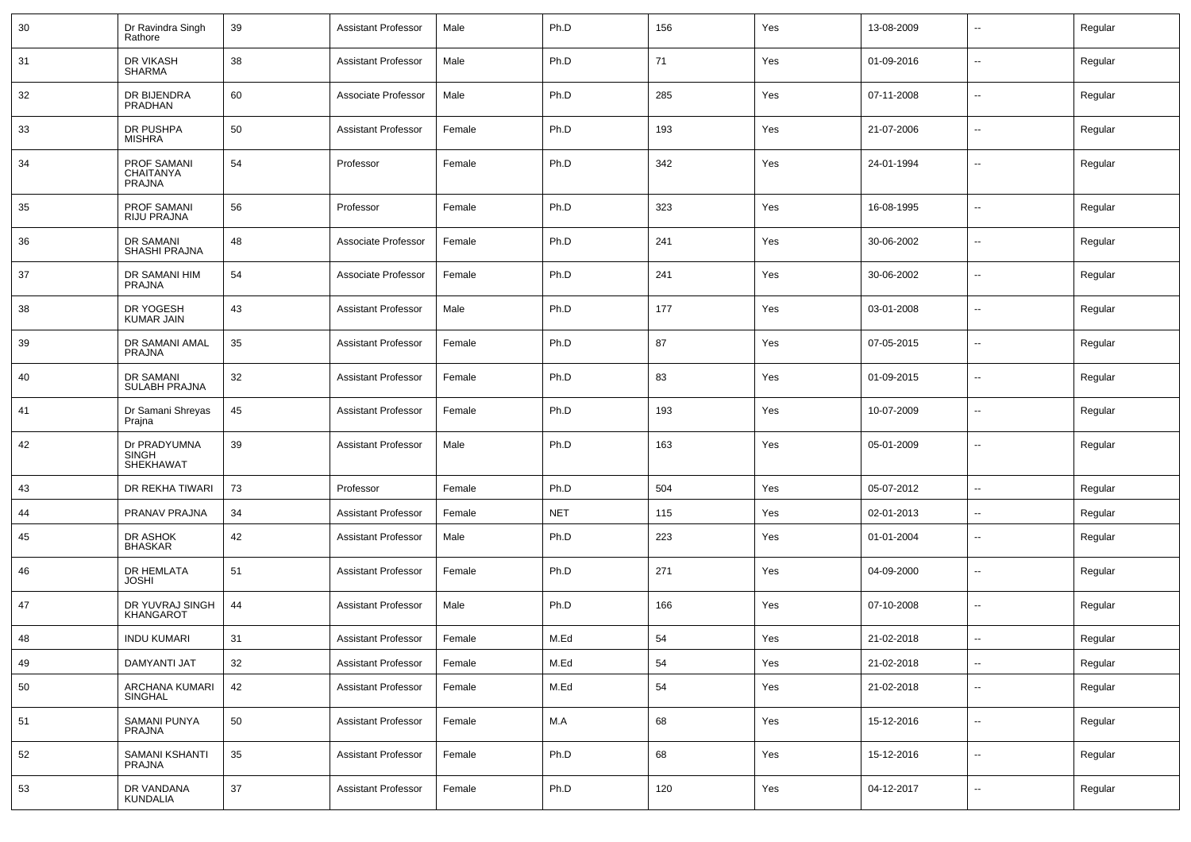| 30 | Dr Ravindra Singh Rathore | 39 | Assistant Professor | Male | Ph.D | 156 | Yes | 13-08-2009 | -- | Regular |
|---|---|---|---|---|---|---|---|---|---|---|
| 31 | DR VIKASH SHARMA | 38 | Assistant Professor | Male | Ph.D | 71 | Yes | 01-09-2016 | -- | Regular |
| 32 | DR BIJENDRA PRADHAN | 60 | Associate Professor | Male | Ph.D | 285 | Yes | 07-11-2008 | -- | Regular |
| 33 | DR PUSHPA MISHRA | 50 | Assistant Professor | Female | Ph.D | 193 | Yes | 21-07-2006 | -- | Regular |
| 34 | PROF SAMANI CHAITANYA PRAJNA | 54 | Professor | Female | Ph.D | 342 | Yes | 24-01-1994 | -- | Regular |
| 35 | PROF SAMANI RIJU PRAJNA | 56 | Professor | Female | Ph.D | 323 | Yes | 16-08-1995 | -- | Regular |
| 36 | DR SAMANI SHASHI PRAJNA | 48 | Associate Professor | Female | Ph.D | 241 | Yes | 30-06-2002 | -- | Regular |
| 37 | DR SAMANI HIM PRAJNA | 54 | Associate Professor | Female | Ph.D | 241 | Yes | 30-06-2002 | -- | Regular |
| 38 | DR YOGESH KUMAR JAIN | 43 | Assistant Professor | Male | Ph.D | 177 | Yes | 03-01-2008 | -- | Regular |
| 39 | DR SAMANI AMAL PRAJNA | 35 | Assistant Professor | Female | Ph.D | 87 | Yes | 07-05-2015 | -- | Regular |
| 40 | DR SAMANI SULABH PRAJNA | 32 | Assistant Professor | Female | Ph.D | 83 | Yes | 01-09-2015 | -- | Regular |
| 41 | Dr Samani Shreyas Prajna | 45 | Assistant Professor | Female | Ph.D | 193 | Yes | 10-07-2009 | -- | Regular |
| 42 | Dr PRADYUMNA SINGH SHEKHAWAT | 39 | Assistant Professor | Male | Ph.D | 163 | Yes | 05-01-2009 | -- | Regular |
| 43 | DR REKHA TIWARI | 73 | Professor | Female | Ph.D | 504 | Yes | 05-07-2012 | -- | Regular |
| 44 | PRANAV PRAJNA | 34 | Assistant Professor | Female | NET | 115 | Yes | 02-01-2013 | -- | Regular |
| 45 | DR ASHOK BHASKAR | 42 | Assistant Professor | Male | Ph.D | 223 | Yes | 01-01-2004 | -- | Regular |
| 46 | DR HEMLATA JOSHI | 51 | Assistant Professor | Female | Ph.D | 271 | Yes | 04-09-2000 | -- | Regular |
| 47 | DR YUVRAJ SINGH KHANGAROT | 44 | Assistant Professor | Male | Ph.D | 166 | Yes | 07-10-2008 | -- | Regular |
| 48 | INDU KUMARI | 31 | Assistant Professor | Female | M.Ed | 54 | Yes | 21-02-2018 | -- | Regular |
| 49 | DAMYANTI JAT | 32 | Assistant Professor | Female | M.Ed | 54 | Yes | 21-02-2018 | -- | Regular |
| 50 | ARCHANA KUMARI SINGHAL | 42 | Assistant Professor | Female | M.Ed | 54 | Yes | 21-02-2018 | -- | Regular |
| 51 | SAMANI PUNYA PRAJNA | 50 | Assistant Professor | Female | M.A | 68 | Yes | 15-12-2016 | -- | Regular |
| 52 | SAMANI KSHANTI PRAJNA | 35 | Assistant Professor | Female | Ph.D | 68 | Yes | 15-12-2016 | -- | Regular |
| 53 | DR VANDANA KUNDALIA | 37 | Assistant Professor | Female | Ph.D | 120 | Yes | 04-12-2017 | -- | Regular |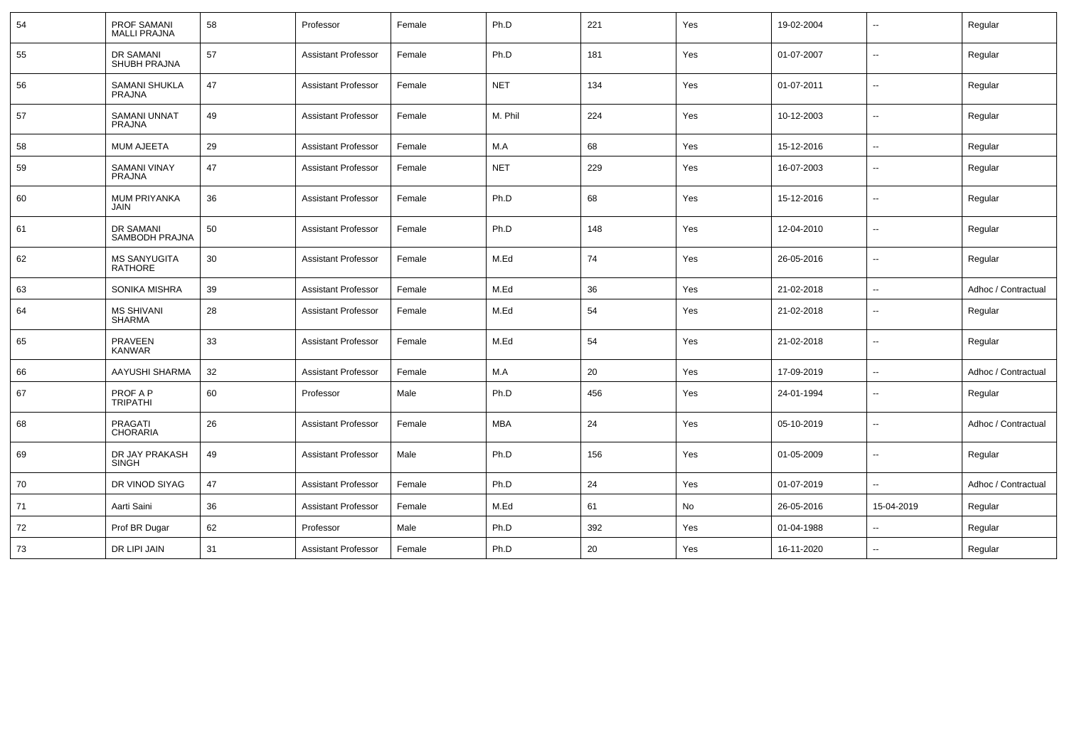| 54 | PROF SAMANI MALLI PRAJNA | 58 | Professor | Female | Ph.D | 221 | Yes | 19-02-2004 | -- | Regular |
|---|---|---|---|---|---|---|---|---|---|---|
| 55 | DR SAMANI SHUBH PRAJNA | 57 | Assistant Professor | Female | Ph.D | 181 | Yes | 01-07-2007 | -- | Regular |
| 56 | SAMANI SHUKLA PRAJNA | 47 | Assistant Professor | Female | NET | 134 | Yes | 01-07-2011 | -- | Regular |
| 57 | SAMANI UNNAT PRAJNA | 49 | Assistant Professor | Female | M. Phil | 224 | Yes | 10-12-2003 | -- | Regular |
| 58 | MUM AJEETA | 29 | Assistant Professor | Female | M.A | 68 | Yes | 15-12-2016 | -- | Regular |
| 59 | SAMANI VINAY PRAJNA | 47 | Assistant Professor | Female | NET | 229 | Yes | 16-07-2003 | -- | Regular |
| 60 | MUM PRIYANKA JAIN | 36 | Assistant Professor | Female | Ph.D | 68 | Yes | 15-12-2016 | -- | Regular |
| 61 | DR SAMANI SAMBODH PRAJNA | 50 | Assistant Professor | Female | Ph.D | 148 | Yes | 12-04-2010 | -- | Regular |
| 62 | MS SANYUGITA RATHORE | 30 | Assistant Professor | Female | M.Ed | 74 | Yes | 26-05-2016 | -- | Regular |
| 63 | SONIKA MISHRA | 39 | Assistant Professor | Female | M.Ed | 36 | Yes | 21-02-2018 | -- | Adhoc / Contractual |
| 64 | MS SHIVANI SHARMA | 28 | Assistant Professor | Female | M.Ed | 54 | Yes | 21-02-2018 | -- | Regular |
| 65 | PRAVEEN KANWAR | 33 | Assistant Professor | Female | M.Ed | 54 | Yes | 21-02-2018 | -- | Regular |
| 66 | AAYUSHI SHARMA | 32 | Assistant Professor | Female | M.A | 20 | Yes | 17-09-2019 | -- | Adhoc / Contractual |
| 67 | PROF A P TRIPATHI | 60 | Professor | Male | Ph.D | 456 | Yes | 24-01-1994 | -- | Regular |
| 68 | PRAGATI CHORARIA | 26 | Assistant Professor | Female | MBA | 24 | Yes | 05-10-2019 | -- | Adhoc / Contractual |
| 69 | DR JAY PRAKASH SINGH | 49 | Assistant Professor | Male | Ph.D | 156 | Yes | 01-05-2009 | -- | Regular |
| 70 | DR VINOD SIYAG | 47 | Assistant Professor | Female | Ph.D | 24 | Yes | 01-07-2019 | -- | Adhoc / Contractual |
| 71 | Aarti Saini | 36 | Assistant Professor | Female | M.Ed | 61 | No | 26-05-2016 | 15-04-2019 | Regular |
| 72 | Prof BR Dugar | 62 | Professor | Male | Ph.D | 392 | Yes | 01-04-1988 | -- | Regular |
| 73 | DR LIPI JAIN | 31 | Assistant Professor | Female | Ph.D | 20 | Yes | 16-11-2020 | -- | Regular |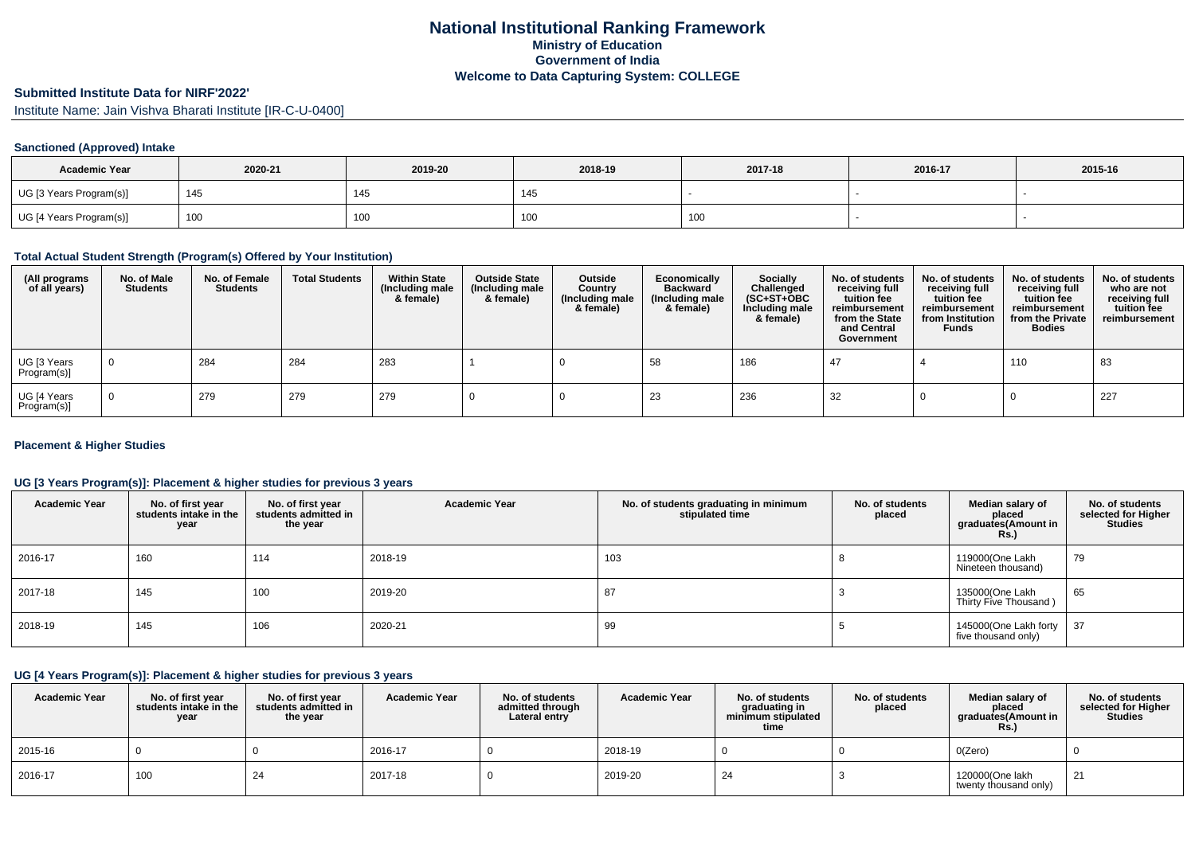# National Institutional Ranking Framework

**Ministry of Education**

**Government of India**

**Welcome to Data Capturing System: COLLEGE**

## Submitted Institute Data for NIRF'2022'

Institute Name: Jain Vishva Bharati Institute [IR-C-U-0400]

### Sanctioned (Approved) Intake

| Academic Year | 2020-21 | 2019-20 | 2018-19 | 2017-18 | 2016-17 | 2015-16 |
|---|---|---|---|---|---|---|
| UG [3 Years Program(s)] | 145 | 145 | 145 | - | - | - |
| UG [4 Years Program(s)] | 100 | 100 | 100 | 100 | - | - |

### Total Actual Student Strength (Program(s) Offered by Your Institution)

| (All programs of all years) | No. of Male Students | No. of Female Students | Total Students | Within State (Including male & female) | Outside State (Including male & female) | Outside Country (Including male & female) | Economically Backward (Including male & female) | Socially Challenged (SC+ST+OBC Including male & female) | No. of students receiving full tuition fee reimbursement from the State and Central Government | No. of students receiving full tuition fee reimbursement from Institution Funds | No. of students receiving full tuition fee reimbursement from the Private Bodies | No. of students who are not receiving full tuition fee reimbursement |
|---|---|---|---|---|---|---|---|---|---|---|---|---|
| UG [3 Years Program(s)] | 0 | 284 | 284 | 283 | 1 | 0 | 58 | 186 | 47 | 4 | 110 | 83 |
| UG [4 Years Program(s)] | 0 | 279 | 279 | 279 | 0 | 0 | 23 | 236 | 32 | 0 | 0 | 227 |

### Placement & Higher Studies

### UG [3 Years Program(s)]: Placement & higher studies for previous 3 years

| Academic Year | No. of first year students intake in the year | No. of first year students admitted in the year | Academic Year | No. of students graduating in minimum stipulated time | No. of students placed | Median salary of placed graduates(Amount in Rs.) | No. of students selected for Higher Studies |
|---|---|---|---|---|---|---|---|
| 2016-17 | 160 | 114 | 2018-19 | 103 | 8 | 119000(One Lakh Nineteen thousand) | 79 |
| 2017-18 | 145 | 100 | 2019-20 | 87 | 3 | 135000(One Lakh Thirty Five Thousand ) | 65 |
| 2018-19 | 145 | 106 | 2020-21 | 99 | 5 | 145000(One Lakh forty five thousand only) | 37 |

### UG [4 Years Program(s)]: Placement & higher studies for previous 3 years

| Academic Year | No. of first year students intake in the year | No. of first year students admitted in the year | Academic Year | No. of students admitted through Lateral entry | Academic Year | No. of students graduating in minimum stipulated time | No. of students placed | Median salary of placed graduates(Amount in Rs.) | No. of students selected for Higher Studies |
|---|---|---|---|---|---|---|---|---|---|
| 2015-16 | 0 | 0 | 2016-17 | 0 | 2018-19 | 0 | 0 | 0(Zero) | 0 |
| 2016-17 | 100 | 24 | 2017-18 | 0 | 2019-20 | 24 | 3 | 120000(One lakh twenty thousand only) | 21 |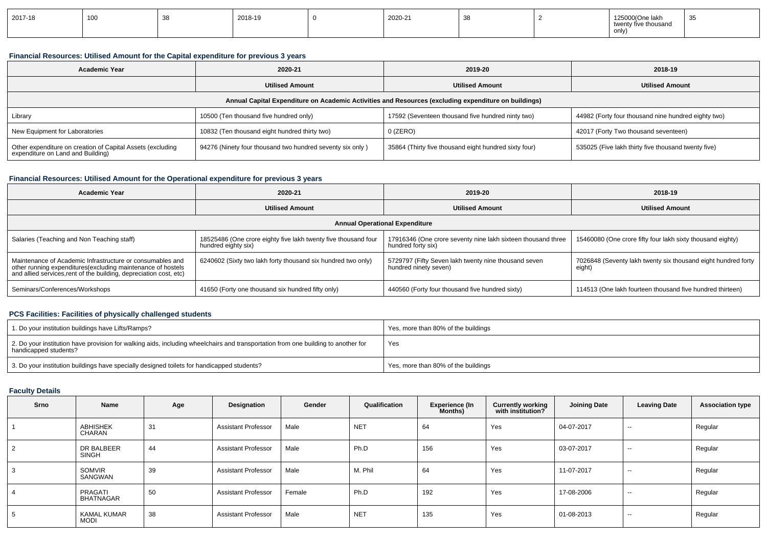| 2017-18 | 100 | 38 | 2018-19 | 0 | 2020-21 | 38 | 2 | 125000(One lakh twenty five thousand only) | 35 |
|---|---|---|---|---|---|---|---|---|---|

### Financial Resources: Utilised Amount for the Capital expenditure for previous 3 years

| Academic Year | 2020-21 | 2019-20 | 2018-19 |
|---|---|---|---|
| | Utilised Amount | Utilised Amount | Utilised Amount |
| Annual Capital Expenditure on Academic Activities and Resources (excluding expenditure on buildings) | | | |
| Library | 10500 (Ten thousand five hundred only) | 17592 (Seventeen thousand five hundred ninty two) | 44982 (Forty four thousand nine hundred eighty two) |
| New Equipment for Laboratories | 10832 (Ten thousand eight hundred thirty two) | 0 (ZERO) | 42017 (Forty Two thousand seventeen) |
| Other expenditure on creation of Capital Assets (excluding expenditure on Land and Building) | 94276 (Ninety four thousand two hundred seventy six only ) | 35864 (Thirty five thousand eight hundred sixty four) | 535025 (Five lakh thirty five thousand twenty five) |

### Financial Resources: Utilised Amount for the Operational expenditure for previous 3 years

| Academic Year | 2020-21 | 2019-20 | 2018-19 |
|---|---|---|---|
| | Utilised Amount | Utilised Amount | Utilised Amount |
| Annual Operational Expenditure | | | |
| Salaries (Teaching and Non Teaching staff) | 18525486 (One crore eighty five lakh twenty five thousand four hundred eighty six) | 17916346 (One crore seventy nine lakh sixteen thousand three hundred forty six) | 15460080 (One crore fifty four lakh sixty thousand eighty) |
| Maintenance of Academic Infrastructure or consumables and other running expenditures(excluding maintenance of hostels and allied services,rent of the building, depreciation cost, etc) | 6240602 (Sixty two lakh forty thousand six hundred two only) | 5729797 (Fifty Seven lakh twenty nine thousand seven hundred ninety seven) | 7026848 (Seventy lakh twenty six thousand eight hundred forty eight) |
| Seminars/Conferences/Workshops | 41650 (Forty one thousand six hundred fifty only) | 440560 (Forty four thousand five hundred sixty) | 114513 (One lakh fourteen thousand five hundred thirteen) |

### PCS Facilities: Facilities of physically challenged students

| | |
|---|---|
| 1. Do your institution buildings have Lifts/Ramps? | Yes, more than 80% of the buildings |
| 2. Do your institution have provision for walking aids, including wheelchairs and transportation from one building to another for handicapped students? | Yes |
| 3. Do your institution buildings have specially designed toilets for handicapped students? | Yes, more than 80% of the buildings |

### Faculty Details

| Srno | Name | Age | Designation | Gender | Qualification | Experience (In Months) | Currently working with institution? | Joining Date | Leaving Date | Association type |
|---|---|---|---|---|---|---|---|---|---|---|
| 1 | ABHISHEK CHARAN | 31 | Assistant Professor | Male | NET | 64 | Yes | 04-07-2017 | -- | Regular |
| 2 | DR BALBEER SINGH | 44 | Assistant Professor | Male | Ph.D | 156 | Yes | 03-07-2017 | -- | Regular |
| 3 | SOMVIR SANGWAN | 39 | Assistant Professor | Male | M. Phil | 64 | Yes | 11-07-2017 | -- | Regular |
| 4 | PRAGATI BHATNAGAR | 50 | Assistant Professor | Female | Ph.D | 192 | Yes | 17-08-2006 | -- | Regular |
| 5 | KAMAL KUMAR MODI | 38 | Assistant Professor | Male | NET | 135 | Yes | 01-08-2013 | -- | Regular |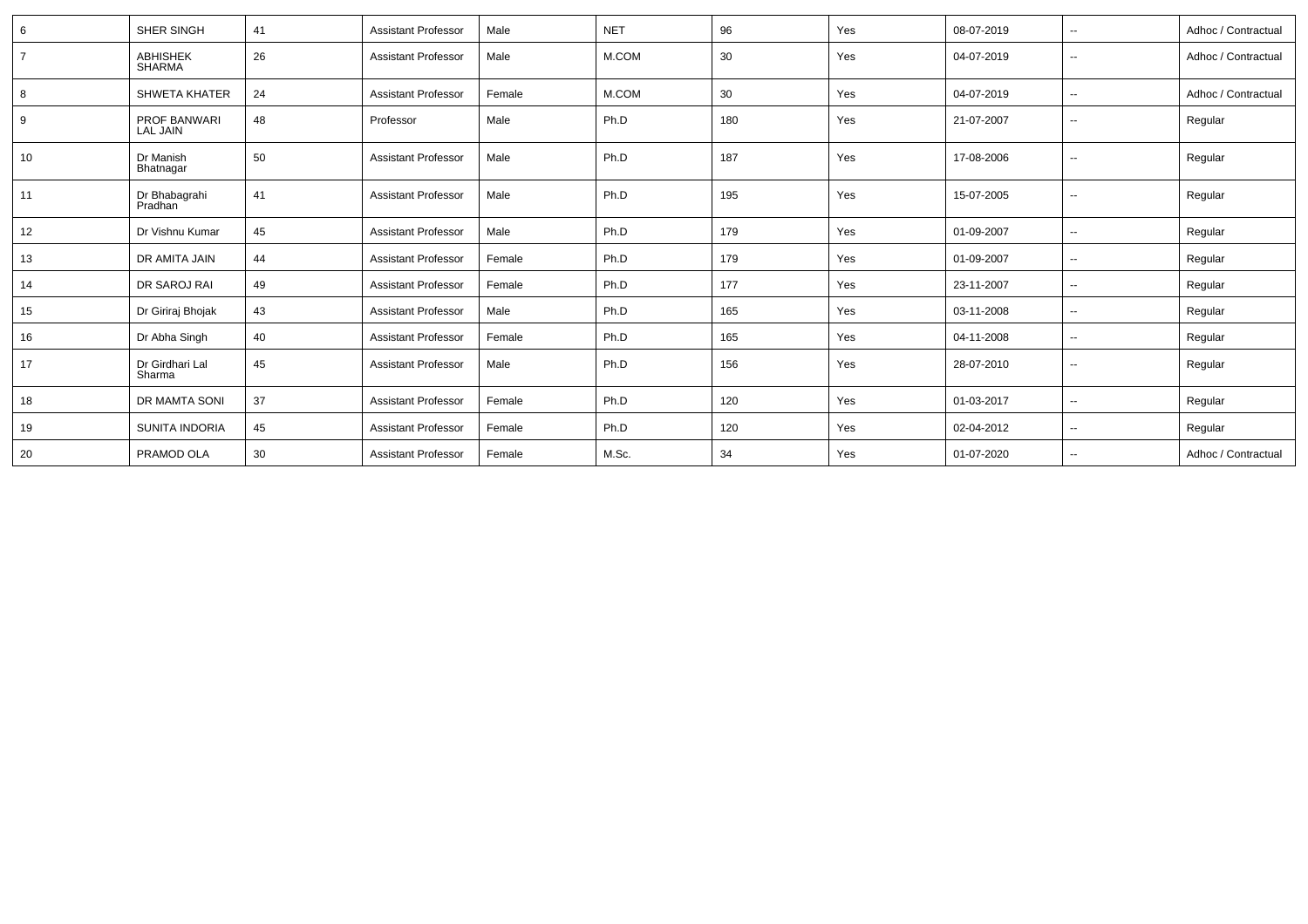| | | | | | | | | | | |
|---|---|---|---|---|---|---|---|---|---|---|
| 6 | SHER SINGH | 41 | Assistant Professor | Male | NET | 96 | Yes | 08-07-2019 | -- | Adhoc / Contractual |
| 7 | ABHISHEK SHARMA | 26 | Assistant Professor | Male | M.COM | 30 | Yes | 04-07-2019 | -- | Adhoc / Contractual |
| 8 | SHWETA KHATER | 24 | Assistant Professor | Female | M.COM | 30 | Yes | 04-07-2019 | -- | Adhoc / Contractual |
| 9 | PROF BANWARI LAL JAIN | 48 | Professor | Male | Ph.D | 180 | Yes | 21-07-2007 | -- | Regular |
| 10 | Dr Manish Bhatnagar | 50 | Assistant Professor | Male | Ph.D | 187 | Yes | 17-08-2006 | -- | Regular |
| 11 | Dr Bhabagrahi Pradhan | 41 | Assistant Professor | Male | Ph.D | 195 | Yes | 15-07-2005 | -- | Regular |
| 12 | Dr Vishnu Kumar | 45 | Assistant Professor | Male | Ph.D | 179 | Yes | 01-09-2007 | -- | Regular |
| 13 | DR AMITA JAIN | 44 | Assistant Professor | Female | Ph.D | 179 | Yes | 01-09-2007 | -- | Regular |
| 14 | DR SAROJ RAI | 49 | Assistant Professor | Female | Ph.D | 177 | Yes | 23-11-2007 | -- | Regular |
| 15 | Dr Giriraj Bhojak | 43 | Assistant Professor | Male | Ph.D | 165 | Yes | 03-11-2008 | -- | Regular |
| 16 | Dr Abha Singh | 40 | Assistant Professor | Female | Ph.D | 165 | Yes | 04-11-2008 | -- | Regular |
| 17 | Dr Girdhari Lal Sharma | 45 | Assistant Professor | Male | Ph.D | 156 | Yes | 28-07-2010 | -- | Regular |
| 18 | DR MAMTA SONI | 37 | Assistant Professor | Female | Ph.D | 120 | Yes | 01-03-2017 | -- | Regular |
| 19 | SUNITA INDORIA | 45 | Assistant Professor | Female | Ph.D | 120 | Yes | 02-04-2012 | -- | Regular |
| 20 | PRAMOD OLA | 30 | Assistant Professor | Female | M.Sc. | 34 | Yes | 01-07-2020 | -- | Adhoc / Contractual |